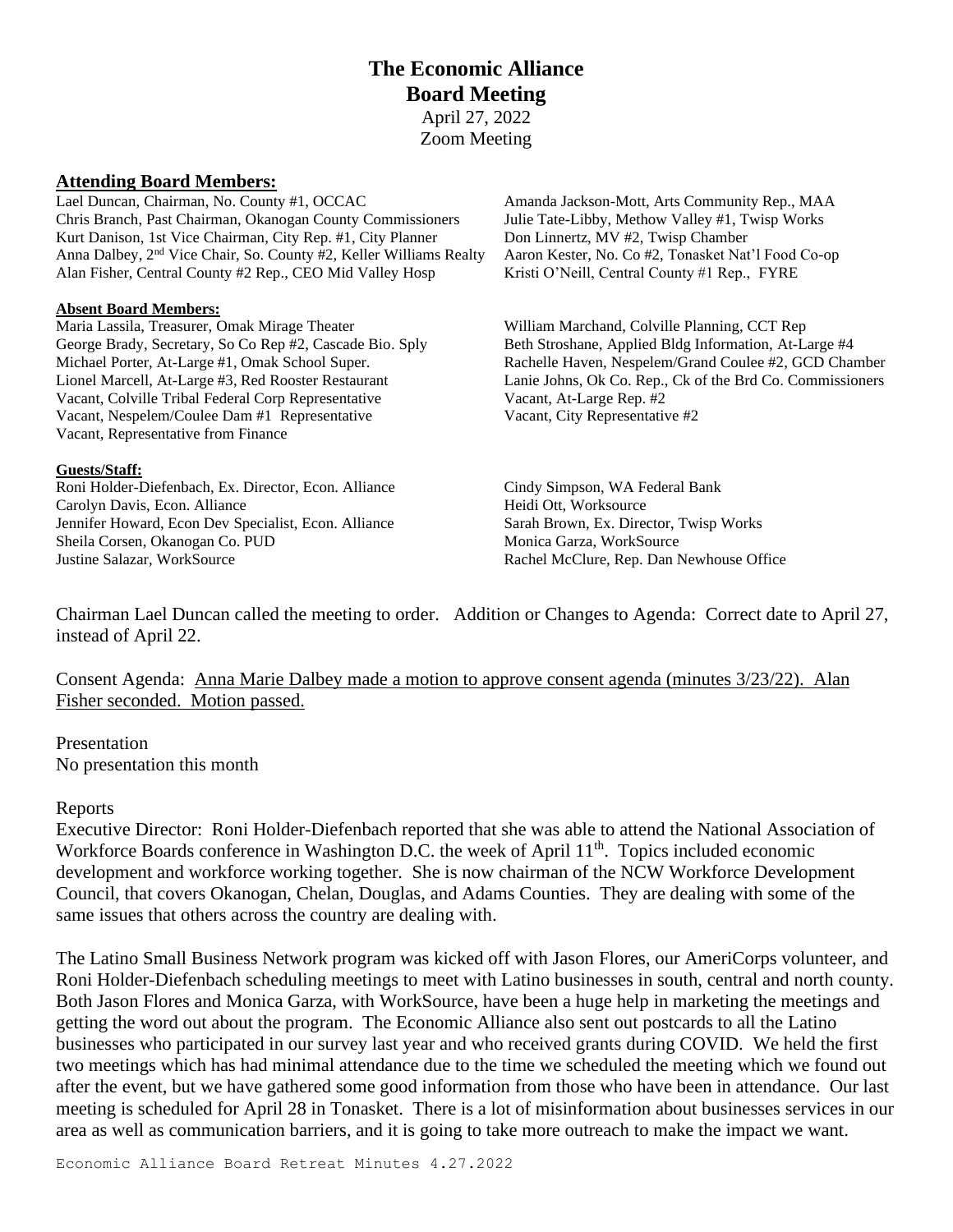# The Economic Alliance
## Board Meeting

April 27, 2022
Zoom Meeting

**Attending Board Members:**

Lael Duncan, Chairman, No. County #1, OCCAC
Chris Branch, Past Chairman, Okanogan County Commissioners
Kurt Danison, 1st Vice Chairman, City Rep. #1, City Planner
Anna Dalbey, 2nd Vice Chair, So. County #2, Keller Williams Realty
Alan Fisher, Central County #2 Rep., CEO Mid Valley Hosp
Amanda Jackson-Mott, Arts Community Rep., MAA
Julie Tate-Libby, Methow Valley #1, Twisp Works
Don Linnertz, MV #2, Twisp Chamber
Aaron Kester, No. Co #2, Tonasket Nat'l Food Co-op
Kristi O'Neill, Central County #1 Rep., FYRE

**Absent Board Members:**

Maria Lassila, Treasurer, Omak Mirage Theater
George Brady, Secretary, So Co Rep #2, Cascade Bio. Sply
Michael Porter, At-Large #1, Omak School Super.
Lionel Marcell, At-Large #3, Red Rooster Restaurant
Vacant, Colville Tribal Federal Corp Representative
Vacant, Nespelem/Coulee Dam #1 Representative
Vacant, Representative from Finance
William Marchand, Colville Planning, CCT Rep
Beth Stroshane, Applied Bldg Information, At-Large #4
Rachelle Haven, Nespelem/Grand Coulee #2, GCD Chamber
Lanie Johns, Ok Co. Rep., Ck of the Brd Co. Commissioners
Vacant, At-Large Rep. #2
Vacant, City Representative #2

**Guests/Staff:**

Roni Holder-Diefenbach, Ex. Director, Econ. Alliance
Carolyn Davis, Econ. Alliance
Jennifer Howard, Econ Dev Specialist, Econ. Alliance
Sheila Corsen, Okanogan Co. PUD
Justine Salazar, WorkSource
Cindy Simpson, WA Federal Bank
Heidi Ott, Worksource
Sarah Brown, Ex. Director, Twisp Works
Monica Garza, WorkSource
Rachel McClure, Rep. Dan Newhouse Office

Chairman Lael Duncan called the meeting to order. Addition or Changes to Agenda: Correct date to April 27, instead of April 22.

Consent Agenda: Anna Marie Dalbey made a motion to approve consent agenda (minutes 3/23/22). Alan Fisher seconded. Motion passed.

Presentation
No presentation this month

Reports
Executive Director: Roni Holder-Diefenbach reported that she was able to attend the National Association of Workforce Boards conference in Washington D.C. the week of April 11th. Topics included economic development and workforce working together. She is now chairman of the NCW Workforce Development Council, that covers Okanogan, Chelan, Douglas, and Adams Counties. They are dealing with some of the same issues that others across the country are dealing with.

The Latino Small Business Network program was kicked off with Jason Flores, our AmeriCorps volunteer, and Roni Holder-Diefenbach scheduling meetings to meet with Latino businesses in south, central and north county. Both Jason Flores and Monica Garza, with WorkSource, have been a huge help in marketing the meetings and getting the word out about the program. The Economic Alliance also sent out postcards to all the Latino businesses who participated in our survey last year and who received grants during COVID. We held the first two meetings which has had minimal attendance due to the time we scheduled the meeting which we found out after the event, but we have gathered some good information from those who have been in attendance. Our last meeting is scheduled for April 28 in Tonasket. There is a lot of misinformation about businesses services in our area as well as communication barriers, and it is going to take more outreach to make the impact we want.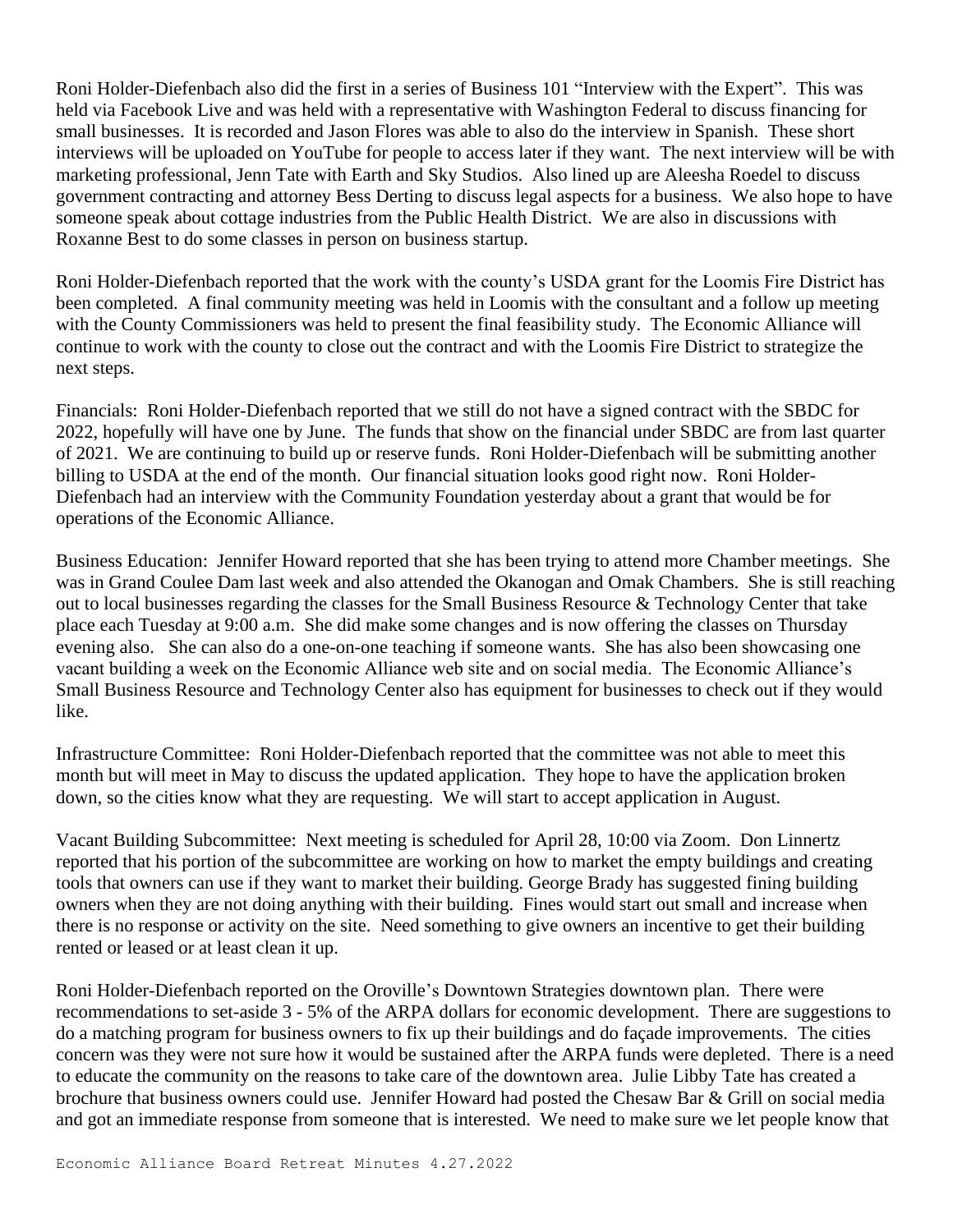Roni Holder-Diefenbach also did the first in a series of Business 101 "Interview with the Expert". This was held via Facebook Live and was held with a representative with Washington Federal to discuss financing for small businesses. It is recorded and Jason Flores was able to also do the interview in Spanish. These short interviews will be uploaded on YouTube for people to access later if they want. The next interview will be with marketing professional, Jenn Tate with Earth and Sky Studios. Also lined up are Aleesha Roedel to discuss government contracting and attorney Bess Derting to discuss legal aspects for a business. We also hope to have someone speak about cottage industries from the Public Health District. We are also in discussions with Roxanne Best to do some classes in person on business startup.

Roni Holder-Diefenbach reported that the work with the county's USDA grant for the Loomis Fire District has been completed. A final community meeting was held in Loomis with the consultant and a follow up meeting with the County Commissioners was held to present the final feasibility study. The Economic Alliance will continue to work with the county to close out the contract and with the Loomis Fire District to strategize the next steps.

Financials: Roni Holder-Diefenbach reported that we still do not have a signed contract with the SBDC for 2022, hopefully will have one by June. The funds that show on the financial under SBDC are from last quarter of 2021. We are continuing to build up or reserve funds. Roni Holder-Diefenbach will be submitting another billing to USDA at the end of the month. Our financial situation looks good right now. Roni Holder-Diefenbach had an interview with the Community Foundation yesterday about a grant that would be for operations of the Economic Alliance.

Business Education: Jennifer Howard reported that she has been trying to attend more Chamber meetings. She was in Grand Coulee Dam last week and also attended the Okanogan and Omak Chambers. She is still reaching out to local businesses regarding the classes for the Small Business Resource & Technology Center that take place each Tuesday at 9:00 a.m. She did make some changes and is now offering the classes on Thursday evening also. She can also do a one-on-one teaching if someone wants. She has also been showcasing one vacant building a week on the Economic Alliance web site and on social media. The Economic Alliance's Small Business Resource and Technology Center also has equipment for businesses to check out if they would like.

Infrastructure Committee: Roni Holder-Diefenbach reported that the committee was not able to meet this month but will meet in May to discuss the updated application. They hope to have the application broken down, so the cities know what they are requesting. We will start to accept application in August.

Vacant Building Subcommittee: Next meeting is scheduled for April 28, 10:00 via Zoom. Don Linnertz reported that his portion of the subcommittee are working on how to market the empty buildings and creating tools that owners can use if they want to market their building. George Brady has suggested fining building owners when they are not doing anything with their building. Fines would start out small and increase when there is no response or activity on the site. Need something to give owners an incentive to get their building rented or leased or at least clean it up.

Roni Holder-Diefenbach reported on the Oroville's Downtown Strategies downtown plan. There were recommendations to set-aside 3 - 5% of the ARPA dollars for economic development. There are suggestions to do a matching program for business owners to fix up their buildings and do façade improvements. The cities concern was they were not sure how it would be sustained after the ARPA funds were depleted. There is a need to educate the community on the reasons to take care of the downtown area. Julie Libby Tate has created a brochure that business owners could use. Jennifer Howard had posted the Chesaw Bar & Grill on social media and got an immediate response from someone that is interested. We need to make sure we let people know that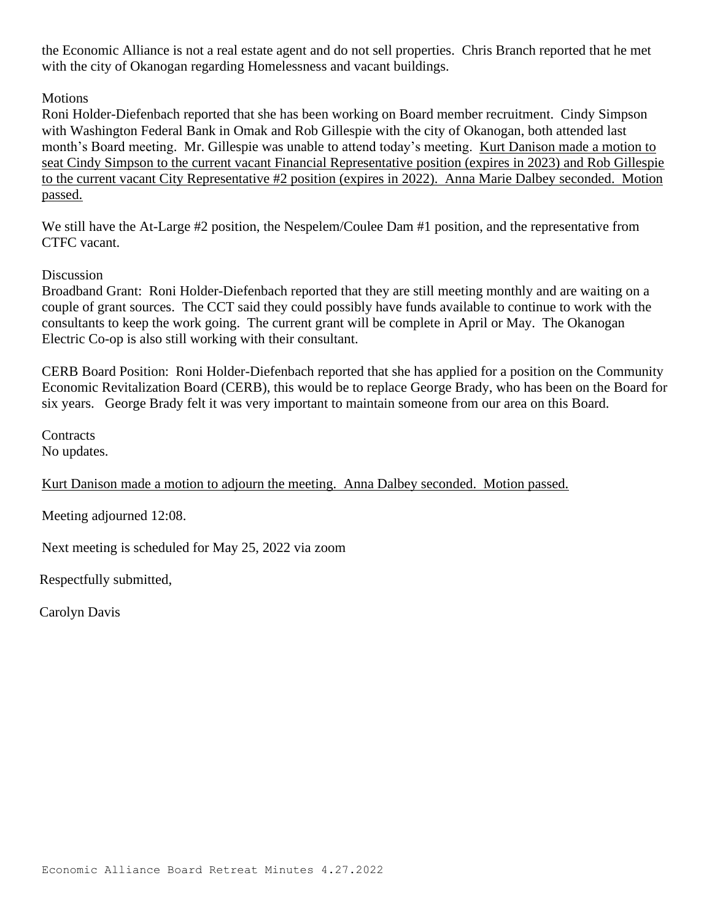the Economic Alliance is not a real estate agent and do not sell properties. Chris Branch reported that he met with the city of Okanogan regarding Homelessness and vacant buildings.

Motions

Roni Holder-Diefenbach reported that she has been working on Board member recruitment. Cindy Simpson with Washington Federal Bank in Omak and Rob Gillespie with the city of Okanogan, both attended last month's Board meeting. Mr. Gillespie was unable to attend today's meeting. <u>Kurt Danison made a motion to seat Cindy Simpson to the current vacant Financial Representative position (expires in 2023) and Rob Gillespie to the current vacant City Representative #2 position (expires in 2022). Anna Marie Dalbey seconded. Motion passed.</u>

We still have the At-Large #2 position, the Nespelem/Coulee Dam #1 position, and the representative from CTFC vacant.

Discussion

Broadband Grant: Roni Holder-Diefenbach reported that they are still meeting monthly and are waiting on a couple of grant sources. The CCT said they could possibly have funds available to continue to work with the consultants to keep the work going. The current grant will be complete in April or May. The Okanogan Electric Co-op is also still working with their consultant.

CERB Board Position: Roni Holder-Diefenbach reported that she has applied for a position on the Community Economic Revitalization Board (CERB), this would be to replace George Brady, who has been on the Board for six years. George Brady felt it was very important to maintain someone from our area on this Board.

Contracts

No updates.

<u>Kurt Danison made a motion to adjourn the meeting. Anna Dalbey seconded. Motion passed.</u>

Meeting adjourned 12:08.

Next meeting is scheduled for May 25, 2022 via zoom

Respectfully submitted,

Carolyn Davis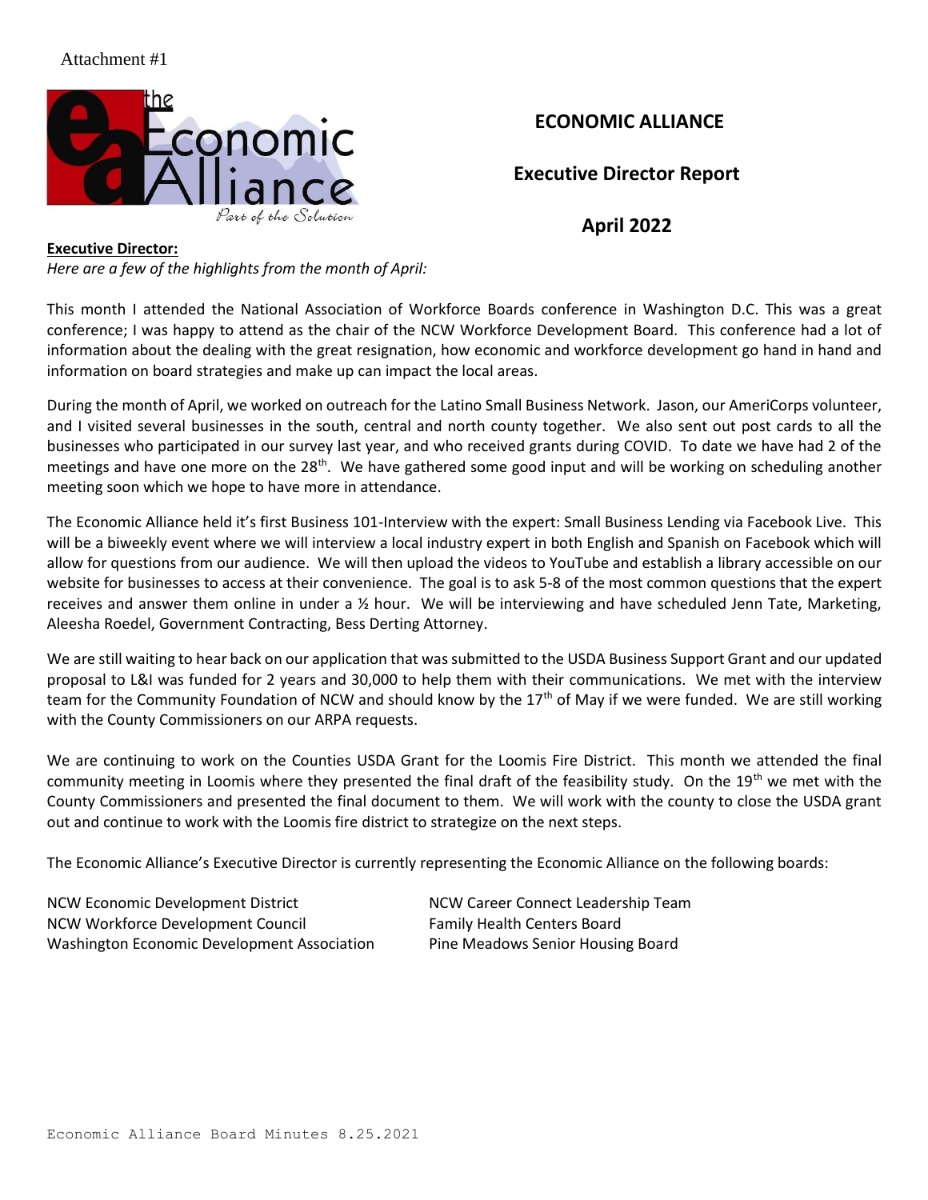Attachment #1

# ECONOMIC ALLIANCE

## Executive Director Report

## April 2022

**Executive Director:**

*Here are a few of the highlights from the month of April:*

This month I attended the National Association of Workforce Boards conference in Washington D.C. This was a great conference; I was happy to attend as the chair of the NCW Workforce Development Board. This conference had a lot of information about the dealing with the great resignation, how economic and workforce development go hand in hand and information on board strategies and make up can impact the local areas.

During the month of April, we worked on outreach for the Latino Small Business Network. Jason, our AmeriCorps volunteer, and I visited several businesses in the south, central and north county together. We also sent out post cards to all the businesses who participated in our survey last year, and who received grants during COVID. To date we have had 2 of the meetings and have one more on the 28th. We have gathered some good input and will be working on scheduling another meeting soon which we hope to have more in attendance.

The Economic Alliance held it's first Business 101-Interview with the expert: Small Business Lending via Facebook Live. This will be a biweekly event where we will interview a local industry expert in both English and Spanish on Facebook which will allow for questions from our audience. We will then upload the videos to YouTube and establish a library accessible on our website for businesses to access at their convenience. The goal is to ask 5-8 of the most common questions that the expert receives and answer them online in under a ½ hour. We will be interviewing and have scheduled Jenn Tate, Marketing, Aleesha Roedel, Government Contracting, Bess Derting Attorney.

We are still waiting to hear back on our application that was submitted to the USDA Business Support Grant and our updated proposal to L&I was funded for 2 years and 30,000 to help them with their communications. We met with the interview team for the Community Foundation of NCW and should know by the 17th of May if we were funded. We are still working with the County Commissioners on our ARPA requests.

We are continuing to work on the Counties USDA Grant for the Loomis Fire District. This month we attended the final community meeting in Loomis where they presented the final draft of the feasibility study. On the 19th we met with the County Commissioners and presented the final document to them. We will work with the county to close the USDA grant out and continue to work with the Loomis fire district to strategize on the next steps.

The Economic Alliance's Executive Director is currently representing the Economic Alliance on the following boards:

- NCW Economic Development District
- NCW Workforce Development Council
- Washington Economic Development Association
- NCW Career Connect Leadership Team
- Family Health Centers Board
- Pine Meadows Senior Housing Board